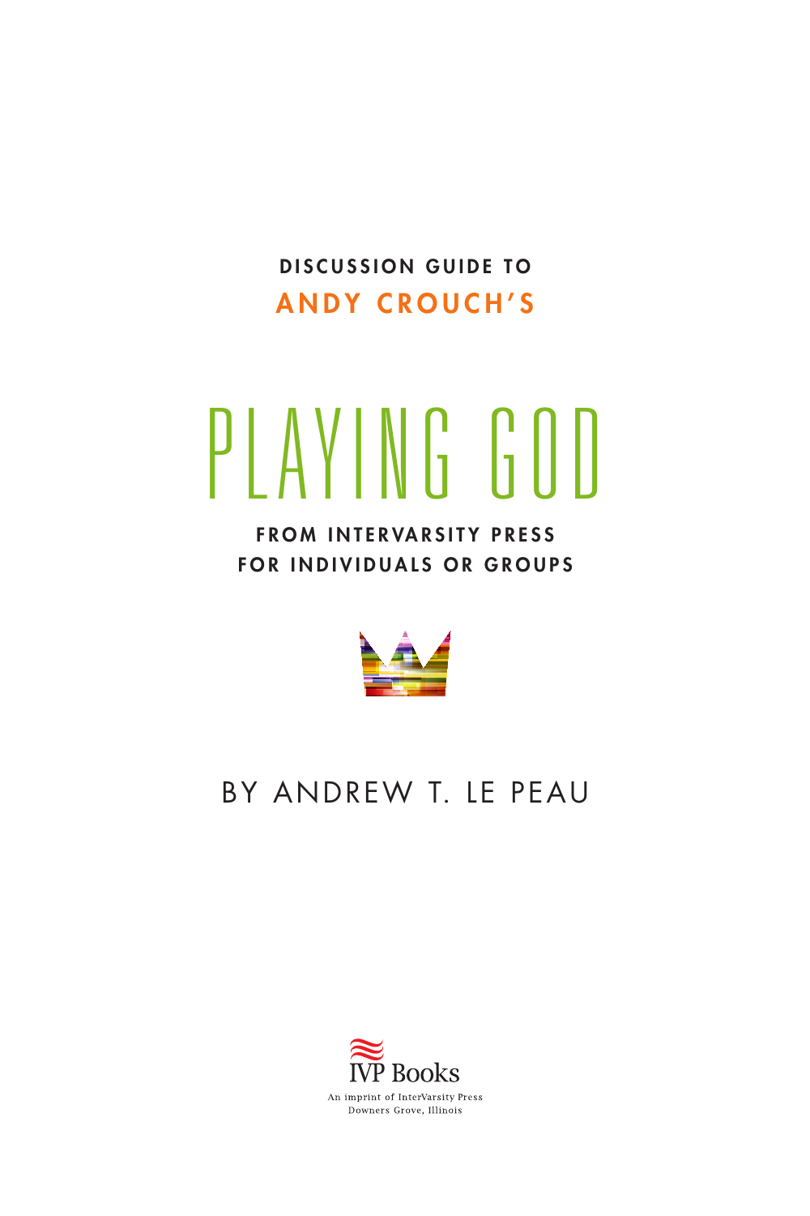**DISCUSSION GUIDE TO**

**ANDY CROUCH'S**

# PLAYING GOD

**FROM INTERVARSITY PRESS**
**FOR INDIVIDUALS OR GROUPS**

BY ANDREW T. LE PEAU

IVP Books
An imprint of InterVarsity Press
Downers Grove, Illinois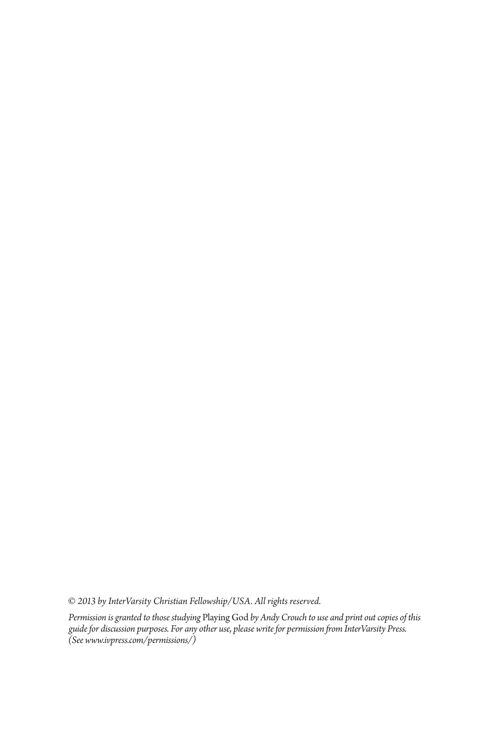*© 2013 by InterVarsity Christian Fellowship/USA. All rights reserved.*

*Permission is granted to those studying* Playing God *by Andy Crouch to use and print out copies of this guide for discussion purposes. For any other use, please write for permission from InterVarsity Press. (See www.ivpress.com/permissions/)*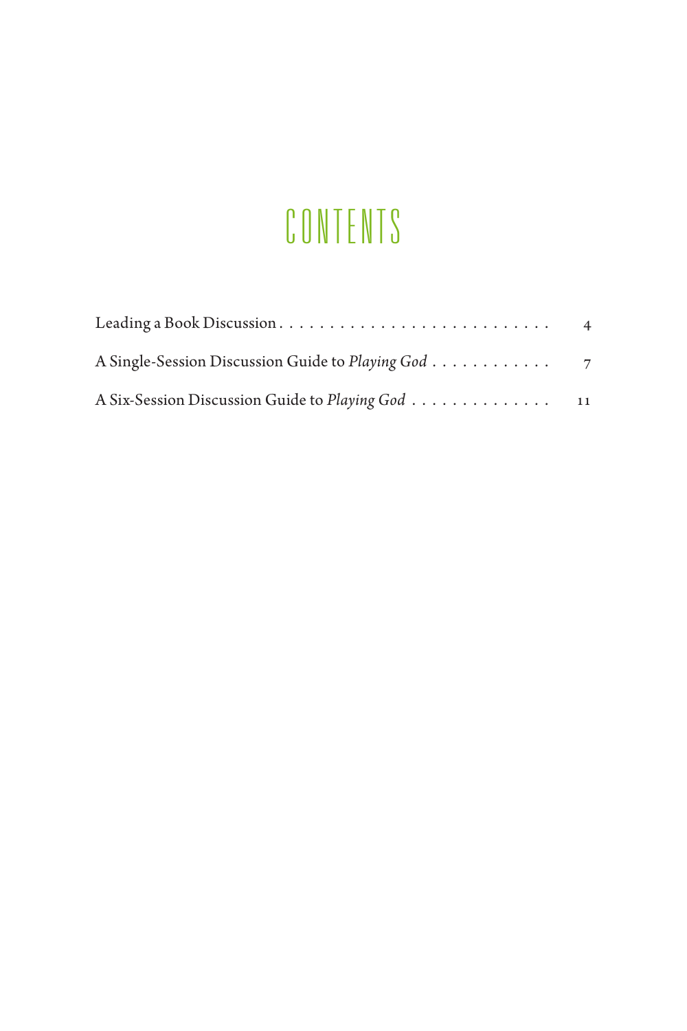# CONTENTS

| | |
|---|---|
| Leading a Book Discussion | 4 |
| A Single-Session Discussion Guide to *Playing God* | 7 |
| A Six-Session Discussion Guide to *Playing God* | 11 |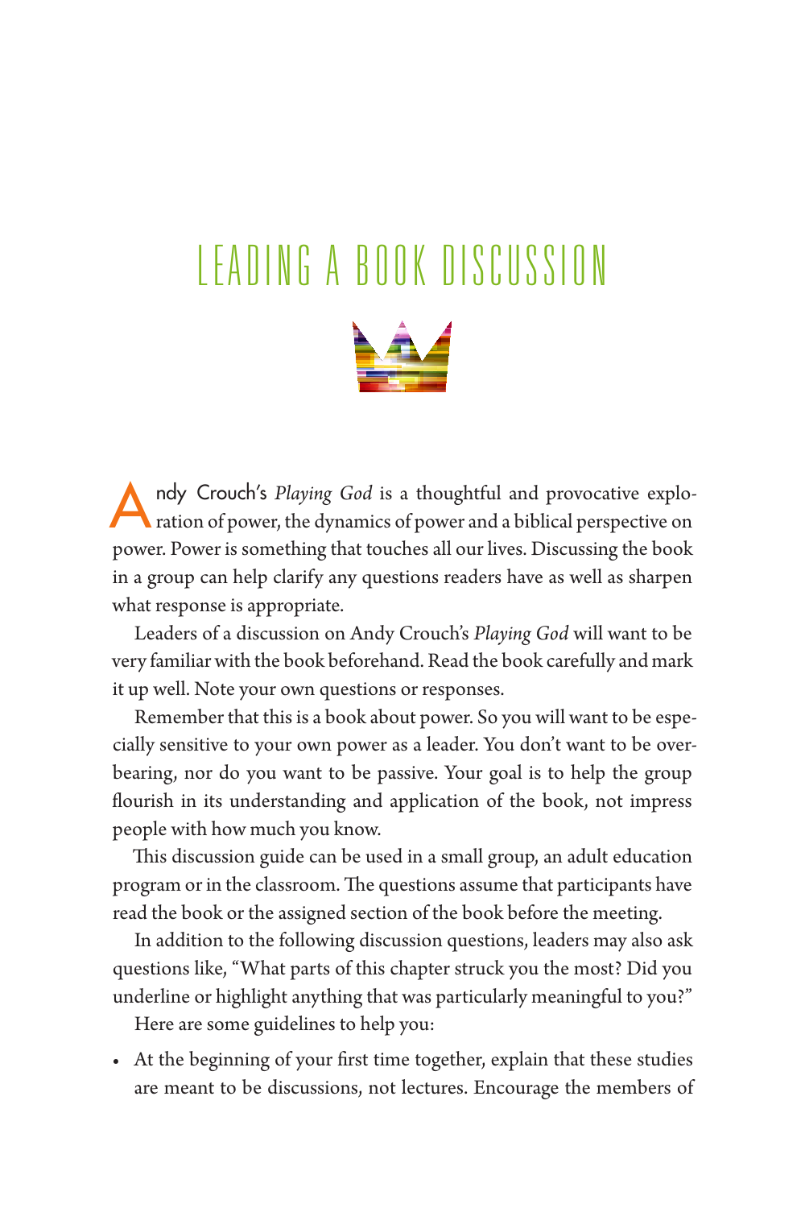# LEADING A BOOK DISCUSSION

Andy Crouch's *Playing God* is a thoughtful and provocative exploration of power, the dynamics of power and a biblical perspective on power. Power is something that touches all our lives. Discussing the book in a group can help clarify any questions readers have as well as sharpen what response is appropriate.

Leaders of a discussion on Andy Crouch's *Playing God* will want to be very familiar with the book beforehand. Read the book carefully and mark it up well. Note your own questions or responses.

Remember that this is a book about power. So you will want to be especially sensitive to your own power as a leader. You don't want to be overbearing, nor do you want to be passive. Your goal is to help the group flourish in its understanding and application of the book, not impress people with how much you know.

This discussion guide can be used in a small group, an adult education program or in the classroom. The questions assume that participants have read the book or the assigned section of the book before the meeting.

In addition to the following discussion questions, leaders may also ask questions like, "What parts of this chapter struck you the most? Did you underline or highlight anything that was particularly meaningful to you?"

Here are some guidelines to help you:

- At the beginning of your first time together, explain that these studies are meant to be discussions, not lectures. Encourage the members of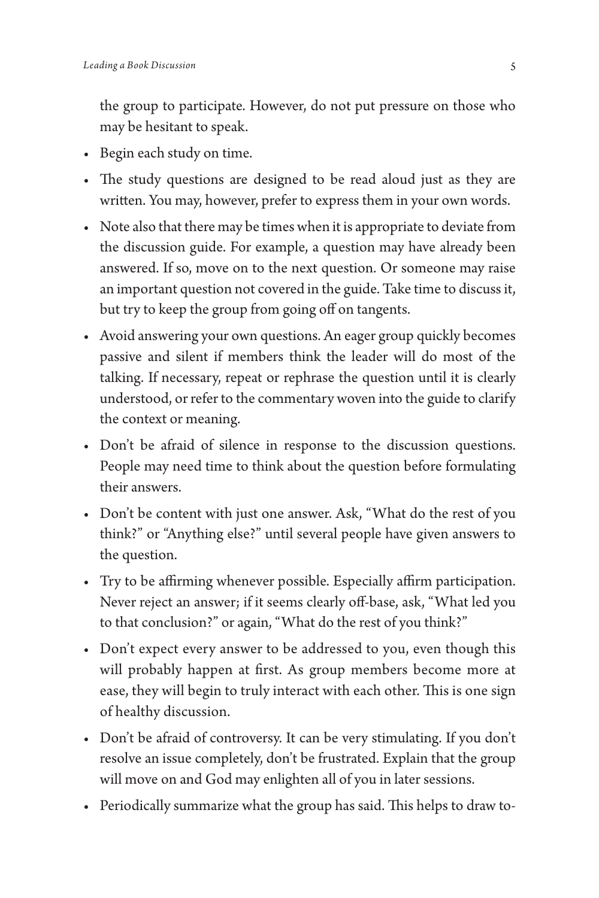the group to participate. However, do not put pressure on those who may be hesitant to speak.

- Begin each study on time.
- The study questions are designed to be read aloud just as they are written. You may, however, prefer to express them in your own words.
- Note also that there may be times when it is appropriate to deviate from the discussion guide. For example, a question may have already been answered. If so, move on to the next question. Or someone may raise an important question not covered in the guide. Take time to discuss it, but try to keep the group from going off on tangents.
- Avoid answering your own questions. An eager group quickly becomes passive and silent if members think the leader will do most of the talking. If necessary, repeat or rephrase the question until it is clearly understood, or refer to the commentary woven into the guide to clarify the context or meaning.
- Don't be afraid of silence in response to the discussion questions. People may need time to think about the question before formulating their answers.
- Don't be content with just one answer. Ask, "What do the rest of you think?" or "Anything else?" until several people have given answers to the question.
- Try to be affirming whenever possible. Especially affirm participation. Never reject an answer; if it seems clearly off-base, ask, "What led you to that conclusion?" or again, "What do the rest of you think?"
- Don't expect every answer to be addressed to you, even though this will probably happen at first. As group members become more at ease, they will begin to truly interact with each other. This is one sign of healthy discussion.
- Don't be afraid of controversy. It can be very stimulating. If you don't resolve an issue completely, don't be frustrated. Explain that the group will move on and God may enlighten all of you in later sessions.
- Periodically summarize what the group has said. This helps to draw to-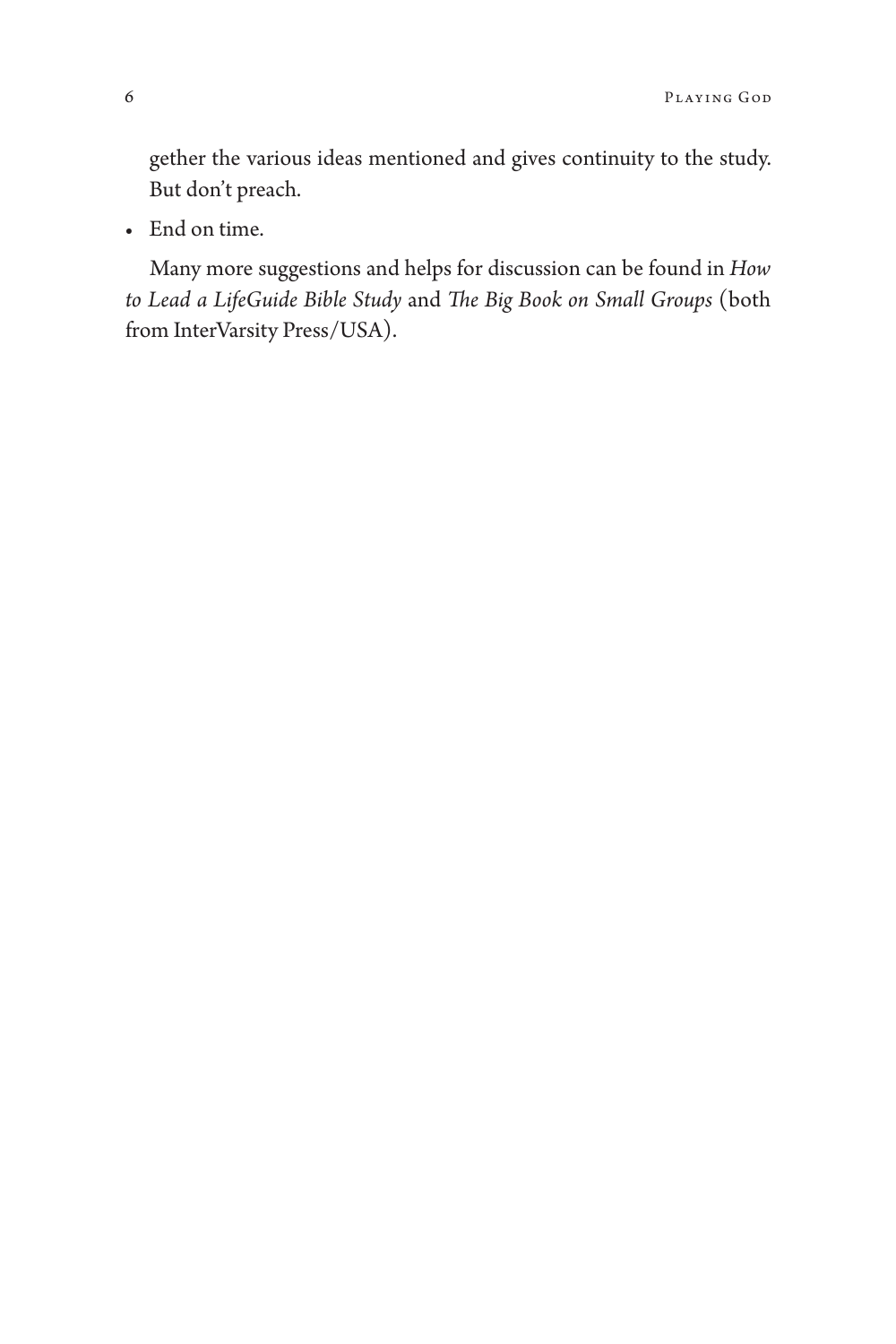gether the various ideas mentioned and gives continuity to the study. But don't preach.

- End on time.

Many more suggestions and helps for discussion can be found in *How to Lead a LifeGuide Bible Study* and *The Big Book on Small Groups* (both from InterVarsity Press/USA).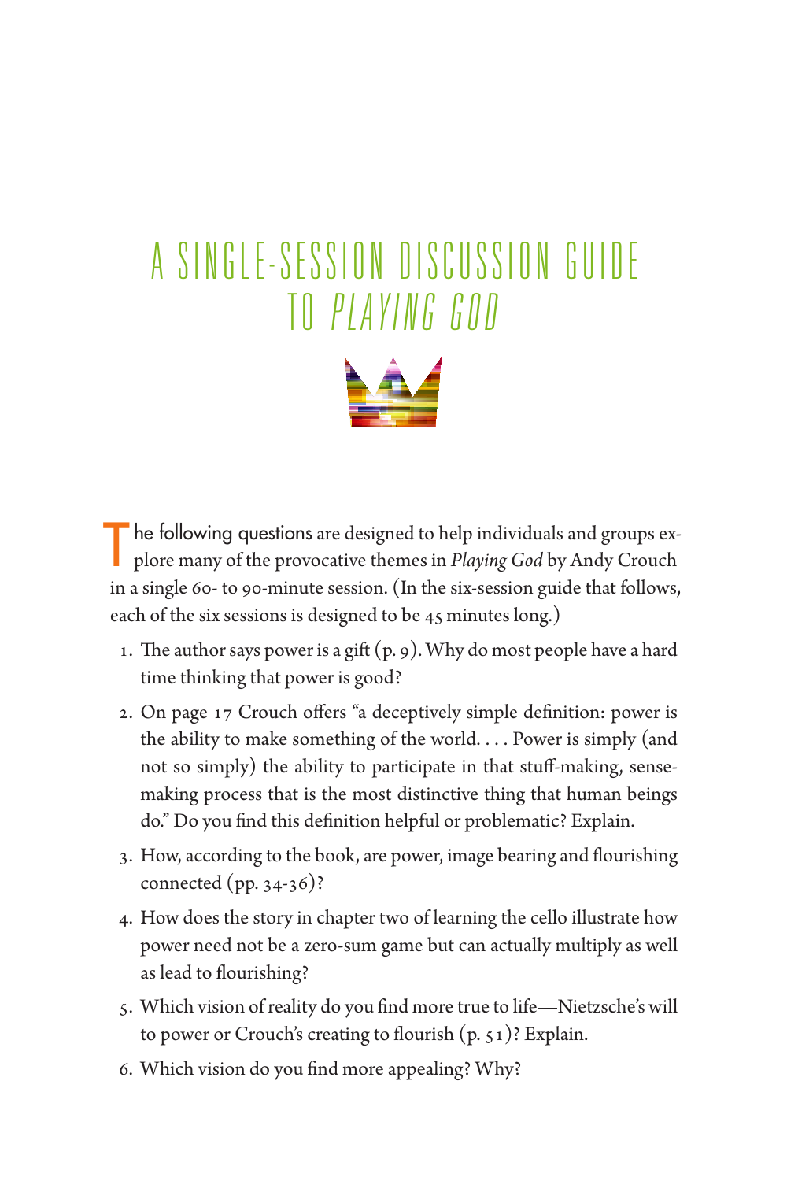# A SINGLE-SESSION DISCUSSION GUIDE TO *PLAYING GOD*

The following questions are designed to help individuals and groups explore many of the provocative themes in *Playing God* by Andy Crouch in a single 60- to 90-minute session. (In the six-session guide that follows, each of the six sessions is designed to be 45 minutes long.)

1. The author says power is a gift (p. 9). Why do most people have a hard time thinking that power is good?
2. On page 17 Crouch offers "a deceptively simple definition: power is the ability to make something of the world. . . . Power is simply (and not so simply) the ability to participate in that stuff-making, sense-making process that is the most distinctive thing that human beings do." Do you find this definition helpful or problematic? Explain.
3. How, according to the book, are power, image bearing and flourishing connected (pp. 34-36)?
4. How does the story in chapter two of learning the cello illustrate how power need not be a zero-sum game but can actually multiply as well as lead to flourishing?
5. Which vision of reality do you find more true to life—Nietzsche's will to power or Crouch's creating to flourish (p. 51)? Explain.
6. Which vision do you find more appealing? Why?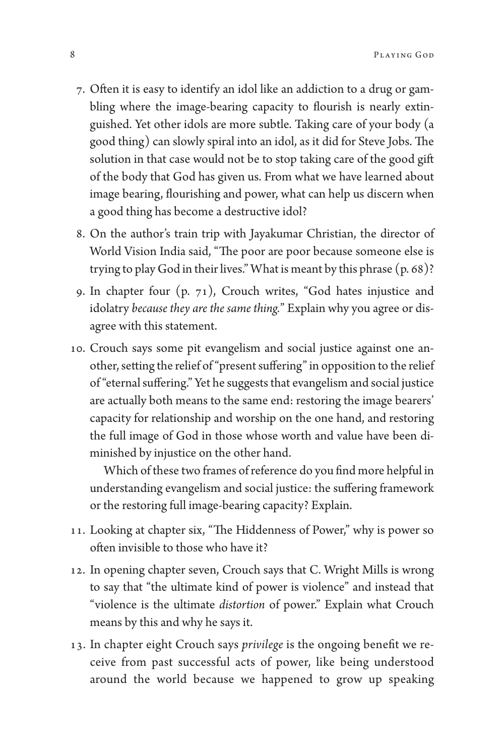7. Often it is easy to identify an idol like an addiction to a drug or gambling where the image-bearing capacity to flourish is nearly extinguished. Yet other idols are more subtle. Taking care of your body (a good thing) can slowly spiral into an idol, as it did for Steve Jobs. The solution in that case would not be to stop taking care of the good gift of the body that God has given us. From what we have learned about image bearing, flourishing and power, what can help us discern when a good thing has become a destructive idol?

8. On the author's train trip with Jayakumar Christian, the director of World Vision India said, "The poor are poor because someone else is trying to play God in their lives." What is meant by this phrase (p. 68)?

9. In chapter four (p. 71), Crouch writes, "God hates injustice and idolatry *because they are the same thing.*" Explain why you agree or disagree with this statement.

10. Crouch says some pit evangelism and social justice against one another, setting the relief of "present suffering" in opposition to the relief of "eternal suffering." Yet he suggests that evangelism and social justice are actually both means to the same end: restoring the image bearers' capacity for relationship and worship on the one hand, and restoring the full image of God in those whose worth and value have been diminished by injustice on the other hand.

    Which of these two frames of reference do you find more helpful in understanding evangelism and social justice: the suffering framework or the restoring full image-bearing capacity? Explain.

11. Looking at chapter six, "The Hiddenness of Power," why is power so often invisible to those who have it?

12. In opening chapter seven, Crouch says that C. Wright Mills is wrong to say that "the ultimate kind of power is violence" and instead that "violence is the ultimate *distortion* of power." Explain what Crouch means by this and why he says it.

13. In chapter eight Crouch says *privilege* is the ongoing benefit we receive from past successful acts of power, like being understood around the world because we happened to grow up speaking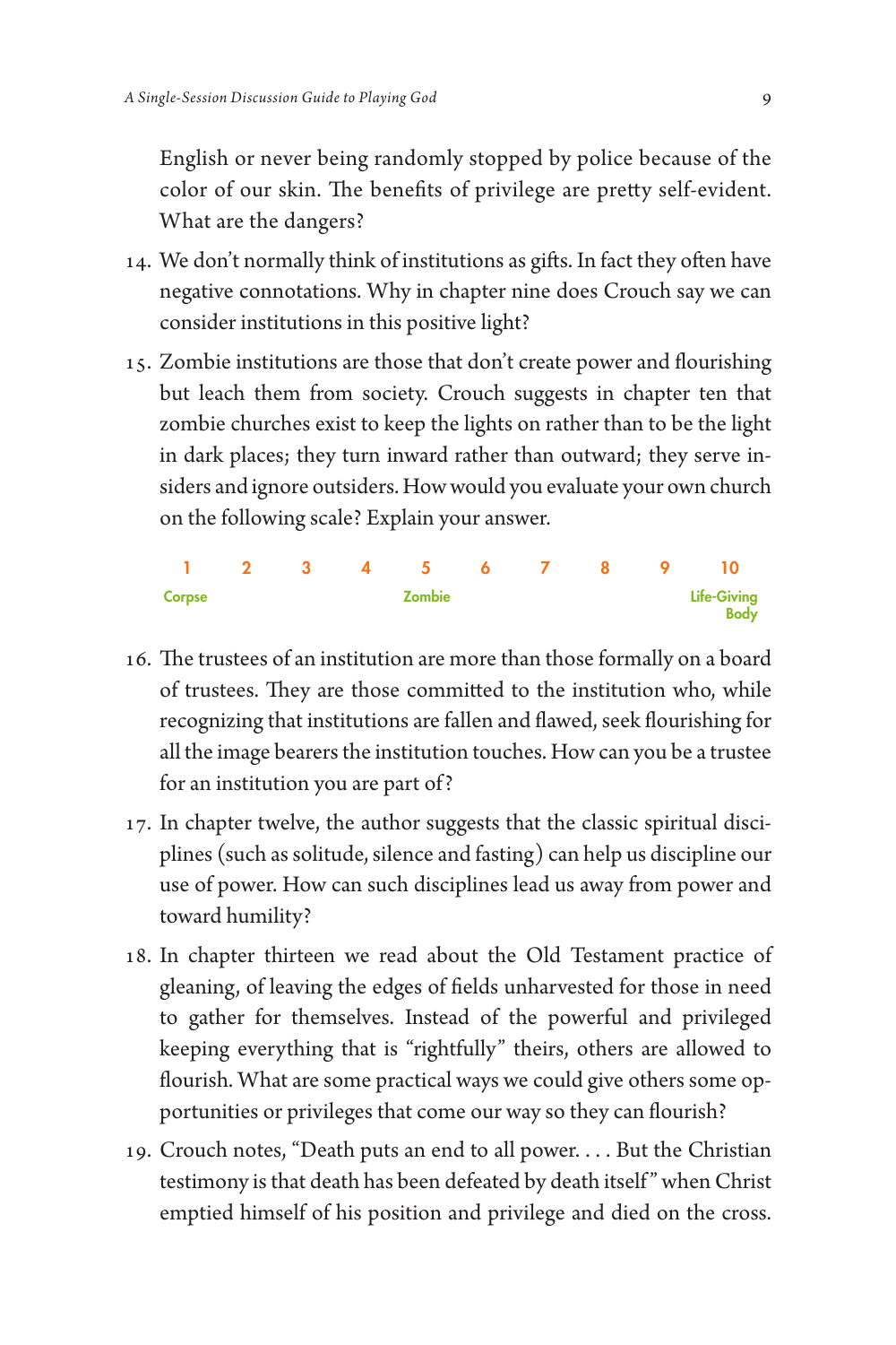English or never being randomly stopped by police because of the color of our skin. The benefits of privilege are pretty self-evident. What are the dangers?

14. We don't normally think of institutions as gifts. In fact they often have negative connotations. Why in chapter nine does Crouch say we can consider institutions in this positive light?

15. Zombie institutions are those that don't create power and flourishing but leach them from society. Crouch suggests in chapter ten that zombie churches exist to keep the lights on rather than to be the light in dark places; they turn inward rather than outward; they serve insiders and ignore outsiders. How would you evaluate your own church on the following scale? Explain your answer.

| 1 | 2 | 3 | 4 | 5 | 6 | 7 | 8 | 9 | 10 |
|---|---|---|---|---|---|---|---|---|---|
| Corpse | | | | Zombie | | | | | Life-Giving Body |

16. The trustees of an institution are more than those formally on a board of trustees. They are those committed to the institution who, while recognizing that institutions are fallen and flawed, seek flourishing for all the image bearers the institution touches. How can you be a trustee for an institution you are part of?

17. In chapter twelve, the author suggests that the classic spiritual disciplines (such as solitude, silence and fasting) can help us discipline our use of power. How can such disciplines lead us away from power and toward humility?

18. In chapter thirteen we read about the Old Testament practice of gleaning, of leaving the edges of fields unharvested for those in need to gather for themselves. Instead of the powerful and privileged keeping everything that is "rightfully" theirs, others are allowed to flourish. What are some practical ways we could give others some opportunities or privileges that come our way so they can flourish?

19. Crouch notes, "Death puts an end to all power. . . . But the Christian testimony is that death has been defeated by death itself" when Christ emptied himself of his position and privilege and died on the cross.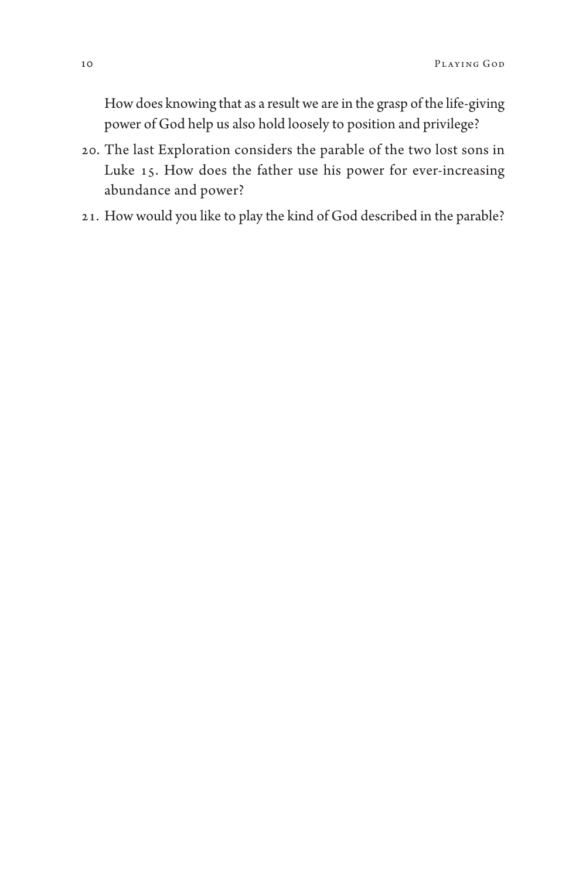How does knowing that as a result we are in the grasp of the life-giving power of God help us also hold loosely to position and privilege?

20. The last Exploration considers the parable of the two lost sons in Luke 15. How does the father use his power for ever-increasing abundance and power?
21. How would you like to play the kind of God described in the parable?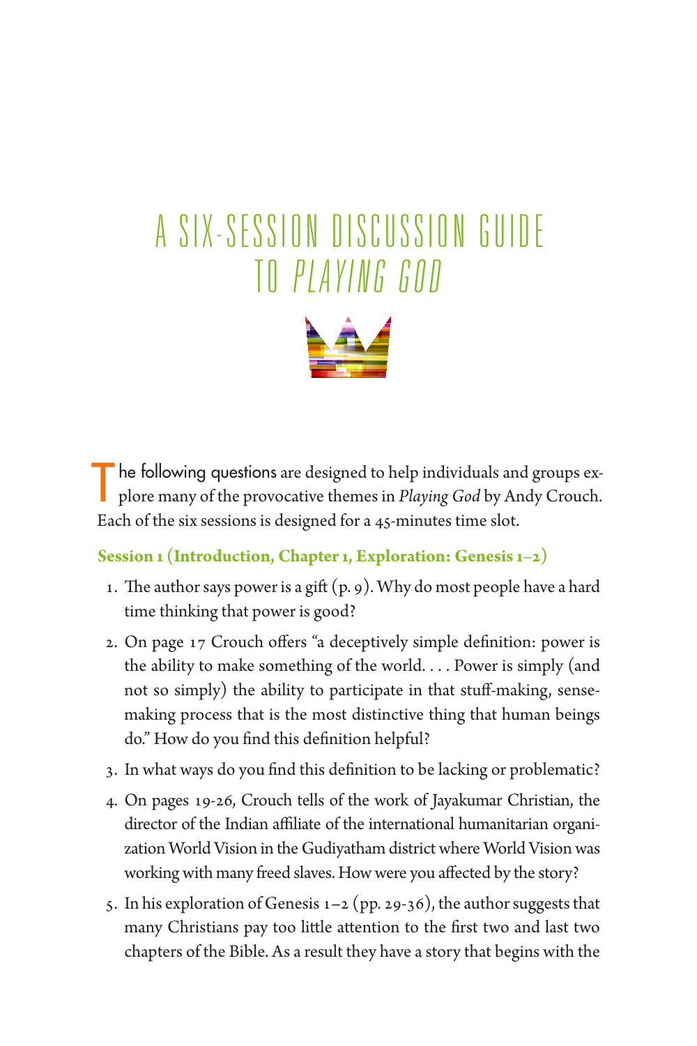# A SIX-SESSION DISCUSSION GUIDE TO *PLAYING GOD*

The following questions are designed to help individuals and groups explore many of the provocative themes in *Playing God* by Andy Crouch. Each of the six sessions is designed for a 45-minutes time slot.

**Session 1 (Introduction, Chapter 1, Exploration: Genesis 1–2)**

1. The author says power is a gift (p. 9). Why do most people have a hard time thinking that power is good?
2. On page 17 Crouch offers "a deceptively simple definition: power is the ability to make something of the world. . . . Power is simply (and not so simply) the ability to participate in that stuff-making, sense-making process that is the most distinctive thing that human beings do." How do you find this definition helpful?
3. In what ways do you find this definition to be lacking or problematic?
4. On pages 19-26, Crouch tells of the work of Jayakumar Christian, the director of the Indian affiliate of the international humanitarian organization World Vision in the Gudiyatham district where World Vision was working with many freed slaves. How were you affected by the story?
5. In his exploration of Genesis 1–2 (pp. 29-36), the author suggests that many Christians pay too little attention to the first two and last two chapters of the Bible. As a result they have a story that begins with the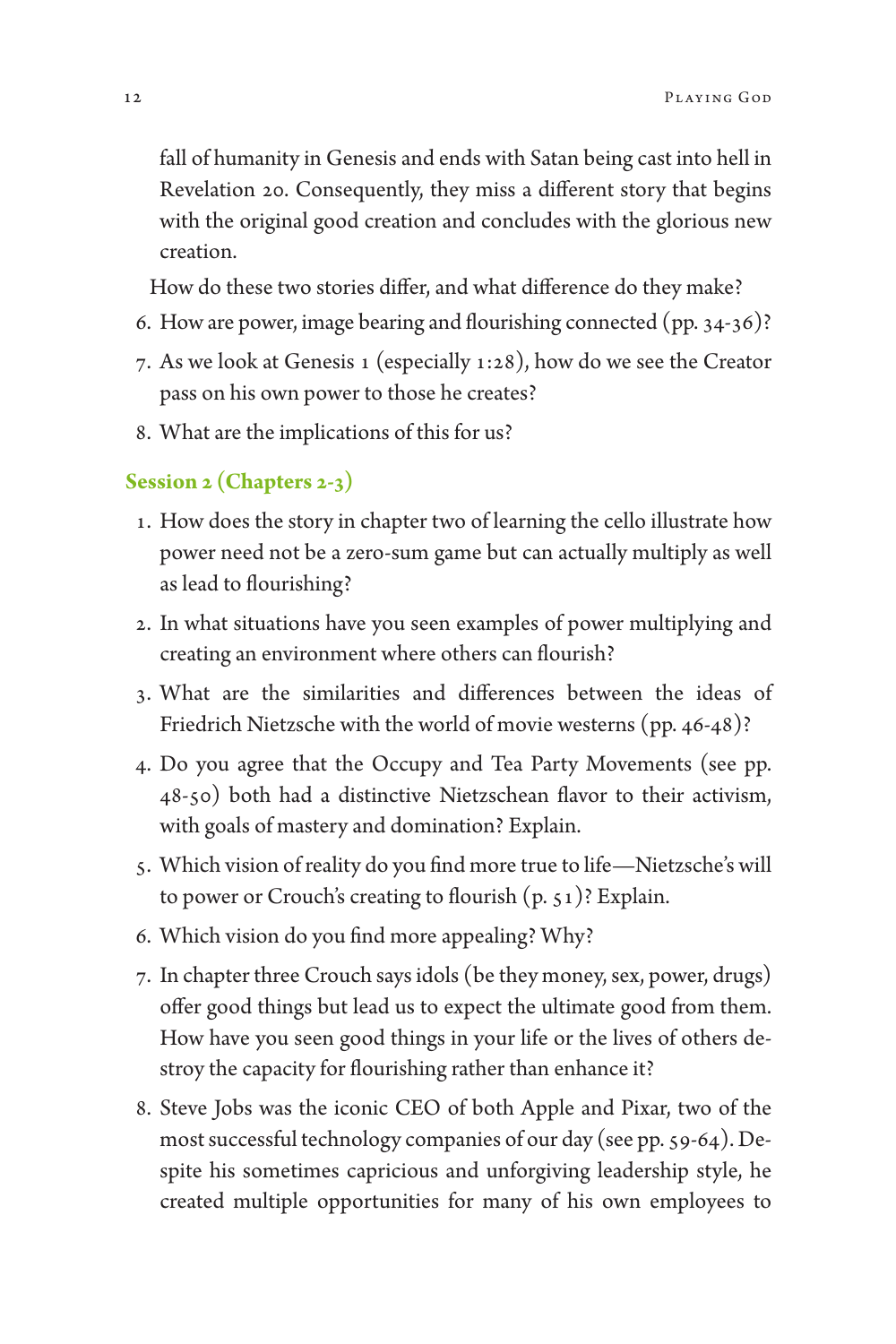fall of humanity in Genesis and ends with Satan being cast into hell in Revelation 20. Consequently, they miss a different story that begins with the original good creation and concludes with the glorious new creation.

How do these two stories differ, and what difference do they make?

6. How are power, image bearing and flourishing connected (pp. 34-36)?
7. As we look at Genesis 1 (especially 1:28), how do we see the Creator pass on his own power to those he creates?
8. What are the implications of this for us?

## Session 2 (Chapters 2-3)

1. How does the story in chapter two of learning the cello illustrate how power need not be a zero-sum game but can actually multiply as well as lead to flourishing?
2. In what situations have you seen examples of power multiplying and creating an environment where others can flourish?
3. What are the similarities and differences between the ideas of Friedrich Nietzsche with the world of movie westerns (pp. 46-48)?
4. Do you agree that the Occupy and Tea Party Movements (see pp. 48-50) both had a distinctive Nietzschean flavor to their activism, with goals of mastery and domination? Explain.
5. Which vision of reality do you find more true to life—Nietzsche's will to power or Crouch's creating to flourish (p. 51)? Explain.
6. Which vision do you find more appealing? Why?
7. In chapter three Crouch says idols (be they money, sex, power, drugs) offer good things but lead us to expect the ultimate good from them. How have you seen good things in your life or the lives of others destroy the capacity for flourishing rather than enhance it?
8. Steve Jobs was the iconic CEO of both Apple and Pixar, two of the most successful technology companies of our day (see pp. 59-64). Despite his sometimes capricious and unforgiving leadership style, he created multiple opportunities for many of his own employees to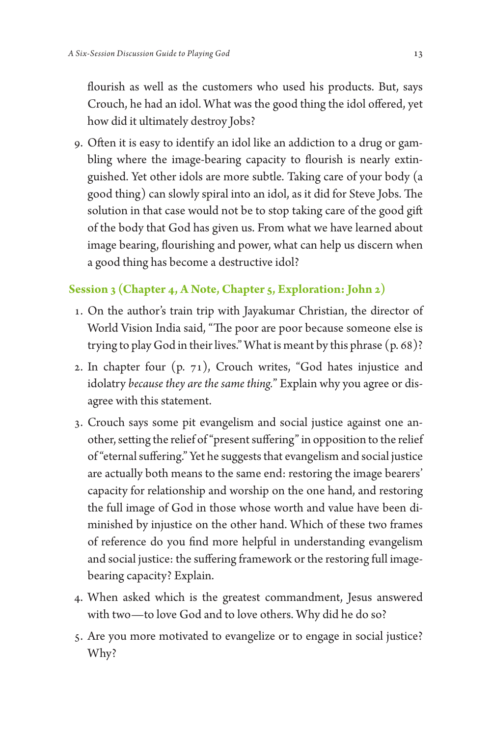flourish as well as the customers who used his products. But, says Crouch, he had an idol. What was the good thing the idol offered, yet how did it ultimately destroy Jobs?

9. Often it is easy to identify an idol like an addiction to a drug or gambling where the image-bearing capacity to flourish is nearly extinguished. Yet other idols are more subtle. Taking care of your body (a good thing) can slowly spiral into an idol, as it did for Steve Jobs. The solution in that case would not be to stop taking care of the good gift of the body that God has given us. From what we have learned about image bearing, flourishing and power, what can help us discern when a good thing has become a destructive idol?

### Session 3 (Chapter 4, A Note, Chapter 5, Exploration: John 2)

1. On the author's train trip with Jayakumar Christian, the director of World Vision India said, "The poor are poor because someone else is trying to play God in their lives." What is meant by this phrase (p. 68)?
2. In chapter four (p. 71), Crouch writes, "God hates injustice and idolatry *because they are the same thing*." Explain why you agree or disagree with this statement.
3. Crouch says some pit evangelism and social justice against one another, setting the relief of "present suffering" in opposition to the relief of "eternal suffering." Yet he suggests that evangelism and social justice are actually both means to the same end: restoring the image bearers' capacity for relationship and worship on the one hand, and restoring the full image of God in those whose worth and value have been diminished by injustice on the other hand. Which of these two frames of reference do you find more helpful in understanding evangelism and social justice: the suffering framework or the restoring full image-bearing capacity? Explain.
4. When asked which is the greatest commandment, Jesus answered with two—to love God and to love others. Why did he do so?
5. Are you more motivated to evangelize or to engage in social justice? Why?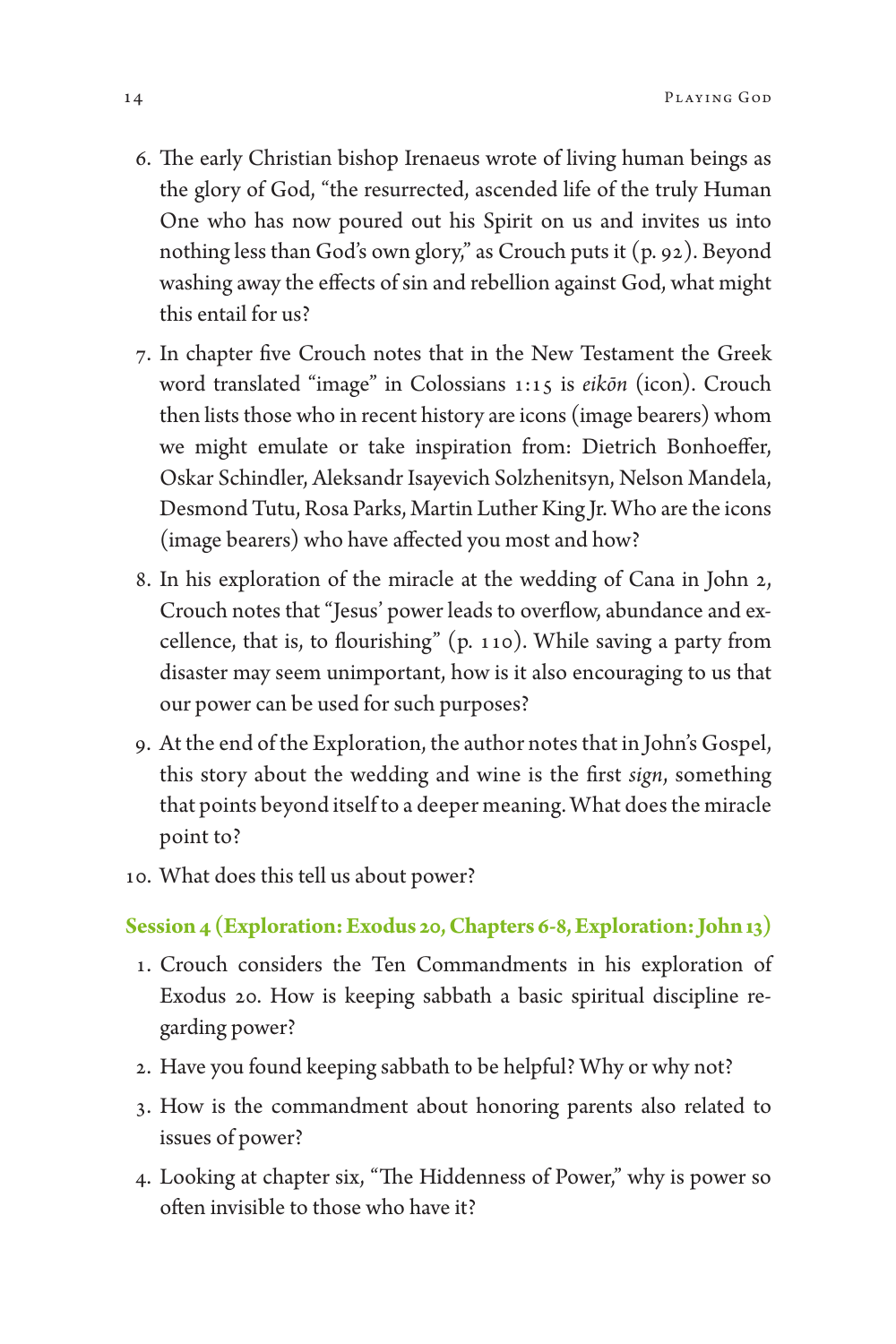6. The early Christian bishop Irenaeus wrote of living human beings as the glory of God, "the resurrected, ascended life of the truly Human One who has now poured out his Spirit on us and invites us into nothing less than God's own glory," as Crouch puts it (p. 92). Beyond washing away the effects of sin and rebellion against God, what might this entail for us?
7. In chapter five Crouch notes that in the New Testament the Greek word translated "image" in Colossians 1:15 is *eikōn* (icon). Crouch then lists those who in recent history are icons (image bearers) whom we might emulate or take inspiration from: Dietrich Bonhoeffer, Oskar Schindler, Aleksandr Isayevich Solzhenitsyn, Nelson Mandela, Desmond Tutu, Rosa Parks, Martin Luther King Jr. Who are the icons (image bearers) who have affected you most and how?
8. In his exploration of the miracle at the wedding of Cana in John 2, Crouch notes that "Jesus' power leads to overflow, abundance and excellence, that is, to flourishing" (p. 110). While saving a party from disaster may seem unimportant, how is it also encouraging to us that our power can be used for such purposes?
9. At the end of the Exploration, the author notes that in John's Gospel, this story about the wedding and wine is the first *sign*, something that points beyond itself to a deeper meaning. What does the miracle point to?
10. What does this tell us about power?

### Session 4 (Exploration: Exodus 20, Chapters 6-8, Exploration: John 13)

1. Crouch considers the Ten Commandments in his exploration of Exodus 20. How is keeping sabbath a basic spiritual discipline regarding power?
2. Have you found keeping sabbath to be helpful? Why or why not?
3. How is the commandment about honoring parents also related to issues of power?
4. Looking at chapter six, "The Hiddenness of Power," why is power so often invisible to those who have it?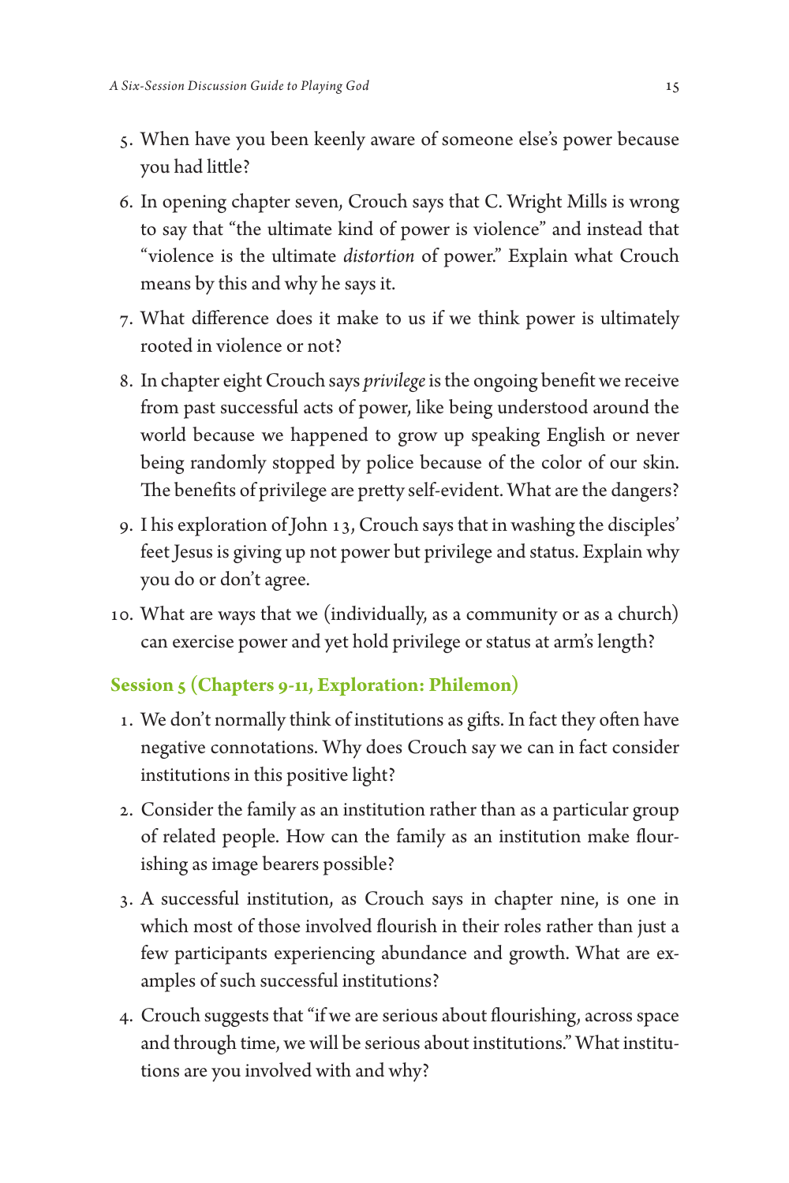5. When have you been keenly aware of someone else's power because you had little?
6. In opening chapter seven, Crouch says that C. Wright Mills is wrong to say that "the ultimate kind of power is violence" and instead that "violence is the ultimate *distortion* of power." Explain what Crouch means by this and why he says it.
7. What difference does it make to us if we think power is ultimately rooted in violence or not?
8. In chapter eight Crouch says *privilege* is the ongoing benefit we receive from past successful acts of power, like being understood around the world because we happened to grow up speaking English or never being randomly stopped by police because of the color of our skin. The benefits of privilege are pretty self-evident. What are the dangers?
9. I his exploration of John 13, Crouch says that in washing the disciples' feet Jesus is giving up not power but privilege and status. Explain why you do or don't agree.
10. What are ways that we (individually, as a community or as a church) can exercise power and yet hold privilege or status at arm's length?

### Session 5 (Chapters 9-11, Exploration: Philemon)

1. We don't normally think of institutions as gifts. In fact they often have negative connotations. Why does Crouch say we can in fact consider institutions in this positive light?
2. Consider the family as an institution rather than as a particular group of related people. How can the family as an institution make flourishing as image bearers possible?
3. A successful institution, as Crouch says in chapter nine, is one in which most of those involved flourish in their roles rather than just a few participants experiencing abundance and growth. What are examples of such successful institutions?
4. Crouch suggests that "if we are serious about flourishing, across space and through time, we will be serious about institutions." What institutions are you involved with and why?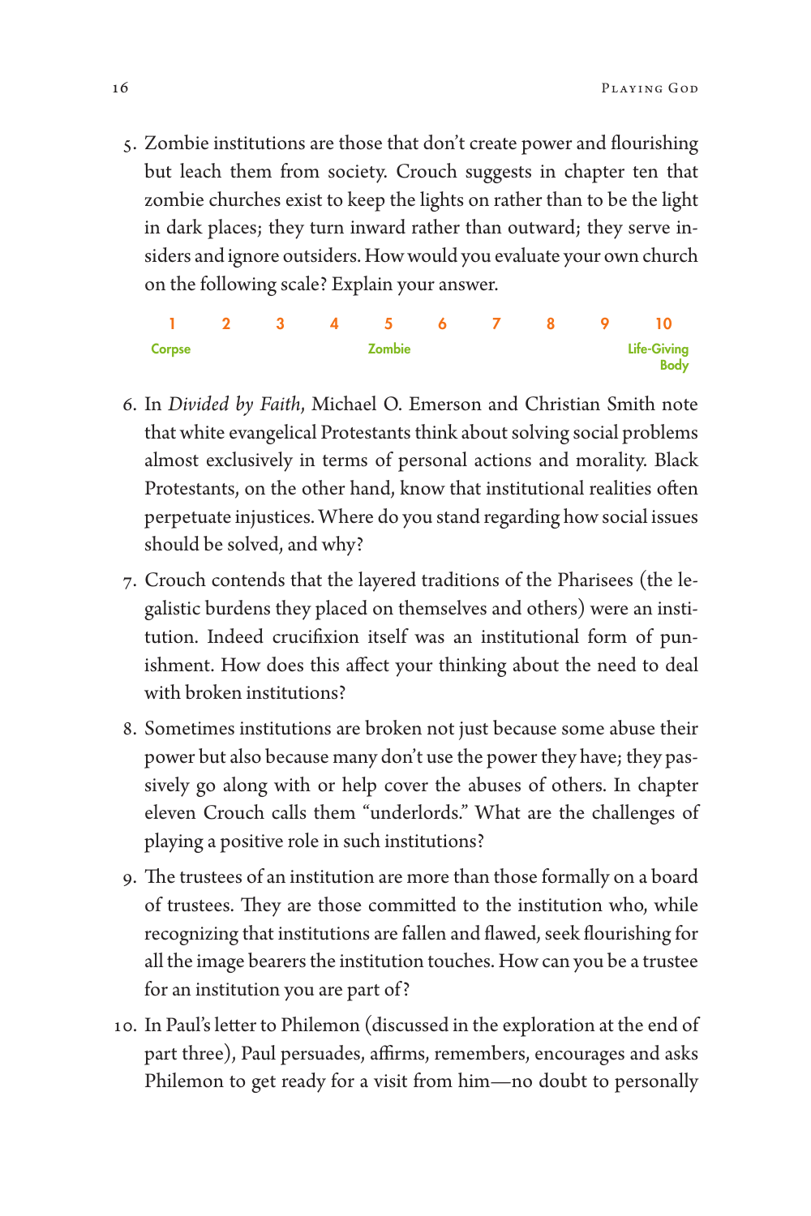5. Zombie institutions are those that don't create power and flourishing but leach them from society. Crouch suggests in chapter ten that zombie churches exist to keep the lights on rather than to be the light in dark places; they turn inward rather than outward; they serve insiders and ignore outsiders. How would you evaluate your own church on the following scale? Explain your answer.

| 1 | 2 | 3 | 4 | 5 | 6 | 7 | 8 | 9 | 10 |
|---|---|---|---|---|---|---|---|---|---|
| Corpse | | | | Zombie | | | | | Life-Giving Body |

6. In *Divided by Faith*, Michael O. Emerson and Christian Smith note that white evangelical Protestants think about solving social problems almost exclusively in terms of personal actions and morality. Black Protestants, on the other hand, know that institutional realities often perpetuate injustices. Where do you stand regarding how social issues should be solved, and why?

7. Crouch contends that the layered traditions of the Pharisees (the legalistic burdens they placed on themselves and others) were an institution. Indeed crucifixion itself was an institutional form of punishment. How does this affect your thinking about the need to deal with broken institutions?

8. Sometimes institutions are broken not just because some abuse their power but also because many don't use the power they have; they passively go along with or help cover the abuses of others. In chapter eleven Crouch calls them "underlords." What are the challenges of playing a positive role in such institutions?

9. The trustees of an institution are more than those formally on a board of trustees. They are those committed to the institution who, while recognizing that institutions are fallen and flawed, seek flourishing for all the image bearers the institution touches. How can you be a trustee for an institution you are part of?

10. In Paul's letter to Philemon (discussed in the exploration at the end of part three), Paul persuades, affirms, remembers, encourages and asks Philemon to get ready for a visit from him—no doubt to personally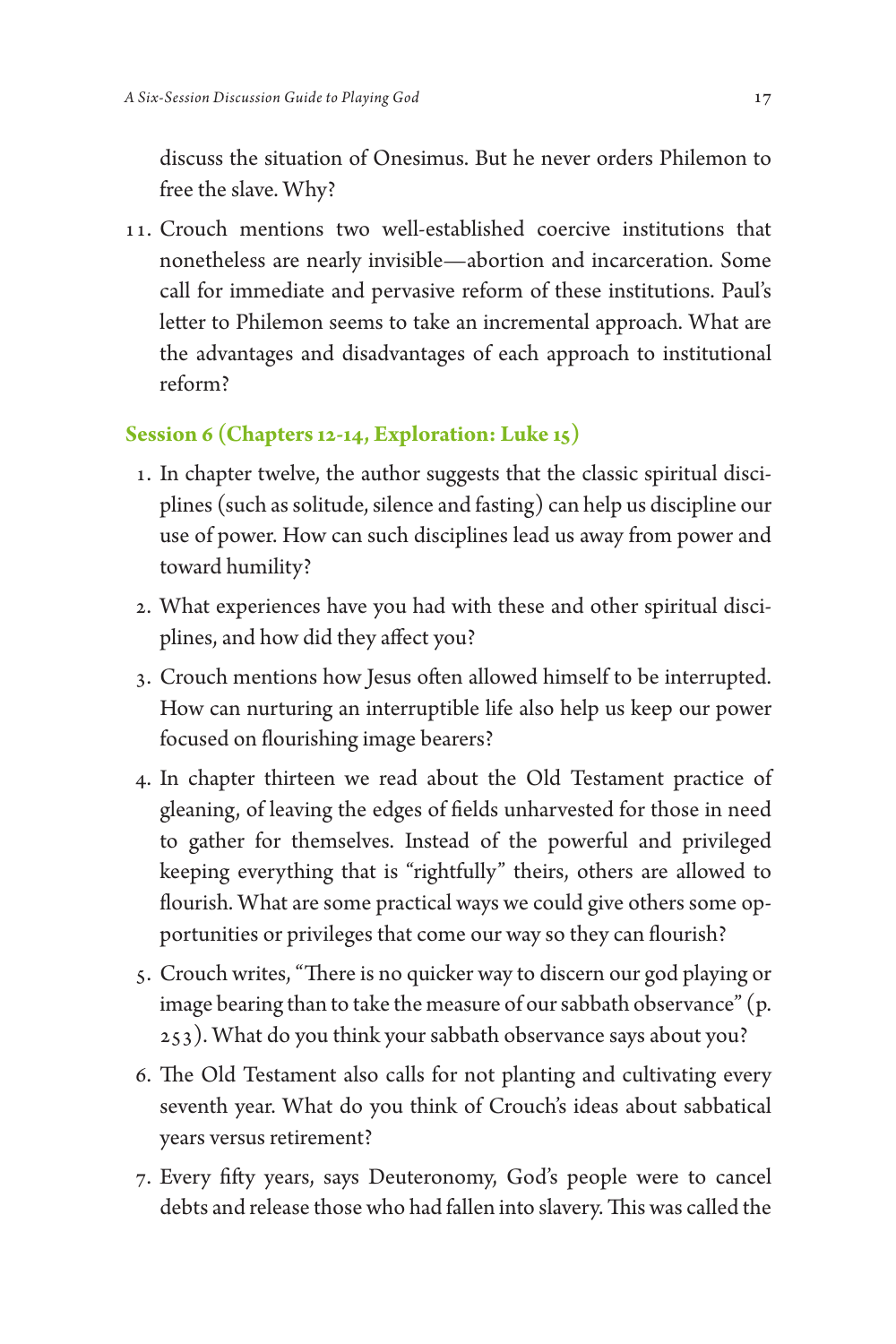discuss the situation of Onesimus. But he never orders Philemon to free the slave. Why?

11. Crouch mentions two well-established coercive institutions that nonetheless are nearly invisible—abortion and incarceration. Some call for immediate and pervasive reform of these institutions. Paul's letter to Philemon seems to take an incremental approach. What are the advantages and disadvantages of each approach to institutional reform?

### Session 6 (Chapters 12-14, Exploration: Luke 15)

1. In chapter twelve, the author suggests that the classic spiritual disciplines (such as solitude, silence and fasting) can help us discipline our use of power. How can such disciplines lead us away from power and toward humility?
2. What experiences have you had with these and other spiritual disciplines, and how did they affect you?
3. Crouch mentions how Jesus often allowed himself to be interrupted. How can nurturing an interruptible life also help us keep our power focused on flourishing image bearers?
4. In chapter thirteen we read about the Old Testament practice of gleaning, of leaving the edges of fields unharvested for those in need to gather for themselves. Instead of the powerful and privileged keeping everything that is "rightfully" theirs, others are allowed to flourish. What are some practical ways we could give others some opportunities or privileges that come our way so they can flourish?
5. Crouch writes, "There is no quicker way to discern our god playing or image bearing than to take the measure of our sabbath observance" (p. 253). What do you think your sabbath observance says about you?
6. The Old Testament also calls for not planting and cultivating every seventh year. What do you think of Crouch's ideas about sabbatical years versus retirement?
7. Every fifty years, says Deuteronomy, God's people were to cancel debts and release those who had fallen into slavery. This was called the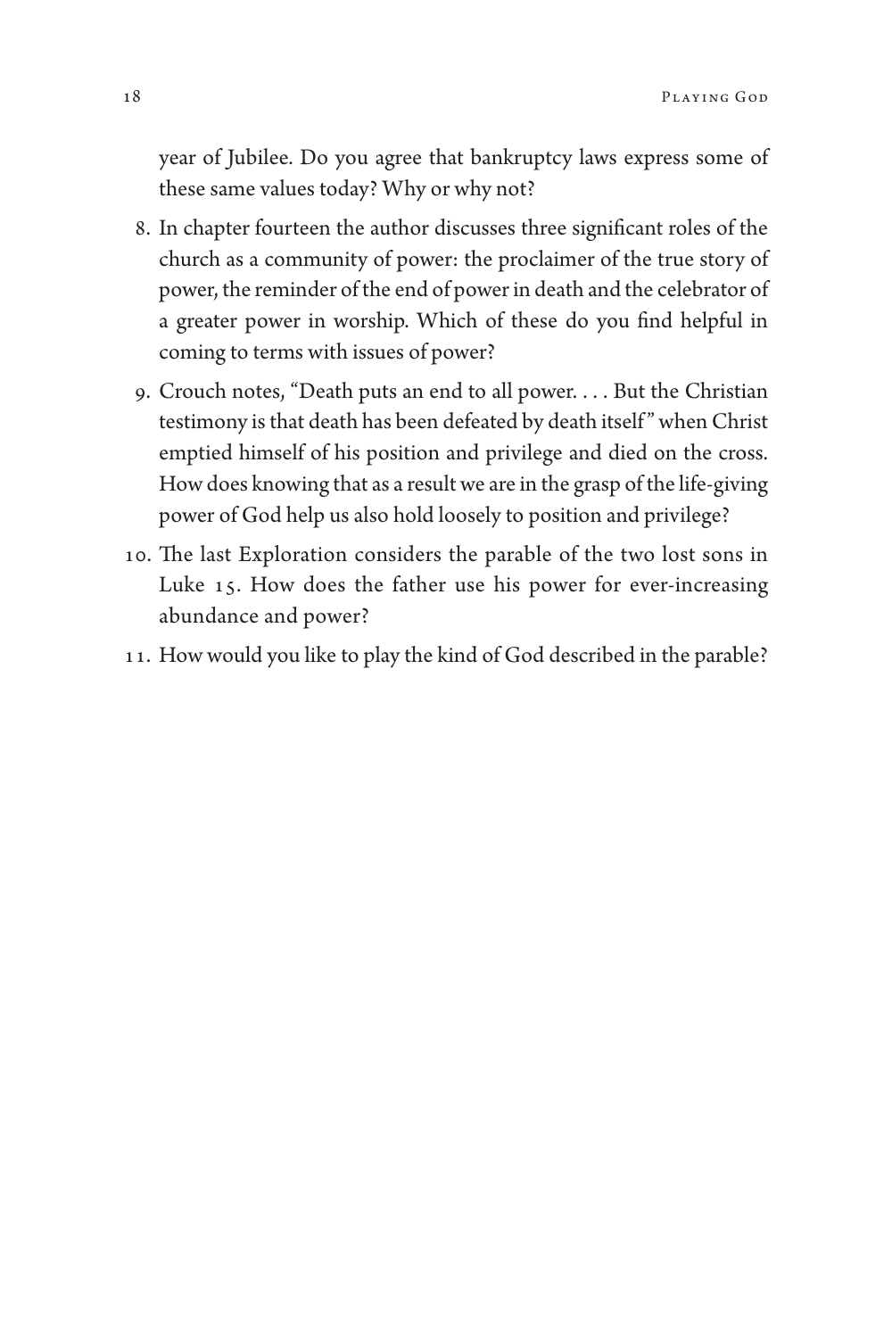year of Jubilee. Do you agree that bankruptcy laws express some of these same values today? Why or why not?

8. In chapter fourteen the author discusses three significant roles of the church as a community of power: the proclaimer of the true story of power, the reminder of the end of power in death and the celebrator of a greater power in worship. Which of these do you find helpful in coming to terms with issues of power?
9. Crouch notes, “Death puts an end to all power. . . . But the Christian testimony is that death has been defeated by death itself” when Christ emptied himself of his position and privilege and died on the cross. How does knowing that as a result we are in the grasp of the life-giving power of God help us also hold loosely to position and privilege?
10. The last Exploration considers the parable of the two lost sons in Luke 15. How does the father use his power for ever-increasing abundance and power?
11. How would you like to play the kind of God described in the parable?